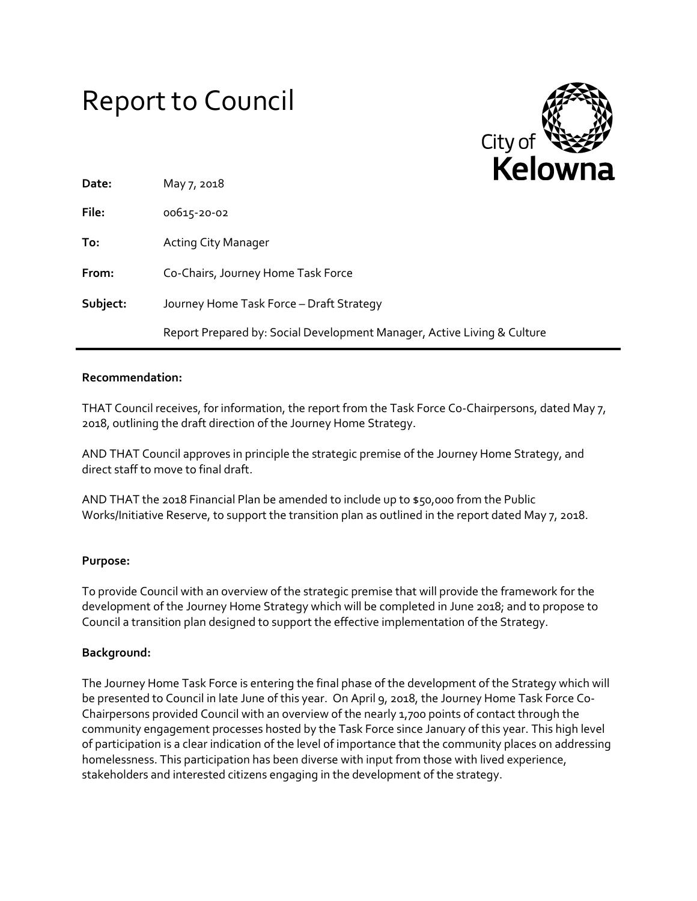# Report to Council

City of Kelowna

| | |
|---|---|
| **Date:** | May 7, 2018 |
| **File:** | 00615-20-02 |
| **To:** | Acting City Manager |
| **From:** | Co-Chairs, Journey Home Task Force |
| **Subject:** | Journey Home Task Force – Draft Strategy |
| | Report Prepared by: Social Development Manager, Active Living & Culture |

**Recommendation:**

THAT Council receives, for information, the report from the Task Force Co-Chairpersons, dated May 7, 2018, outlining the draft direction of the Journey Home Strategy.

AND THAT Council approves in principle the strategic premise of the Journey Home Strategy, and direct staff to move to final draft.

AND THAT the 2018 Financial Plan be amended to include up to $50,000 from the Public Works/Initiative Reserve, to support the transition plan as outlined in the report dated May 7, 2018.

**Purpose:**

To provide Council with an overview of the strategic premise that will provide the framework for the development of the Journey Home Strategy which will be completed in June 2018; and to propose to Council a transition plan designed to support the effective implementation of the Strategy.

**Background:**

The Journey Home Task Force is entering the final phase of the development of the Strategy which will be presented to Council in late June of this year. On April 9, 2018, the Journey Home Task Force Co-Chairpersons provided Council with an overview of the nearly 1,700 points of contact through the community engagement processes hosted by the Task Force since January of this year. This high level of participation is a clear indication of the level of importance that the community places on addressing homelessness. This participation has been diverse with input from those with lived experience, stakeholders and interested citizens engaging in the development of the strategy.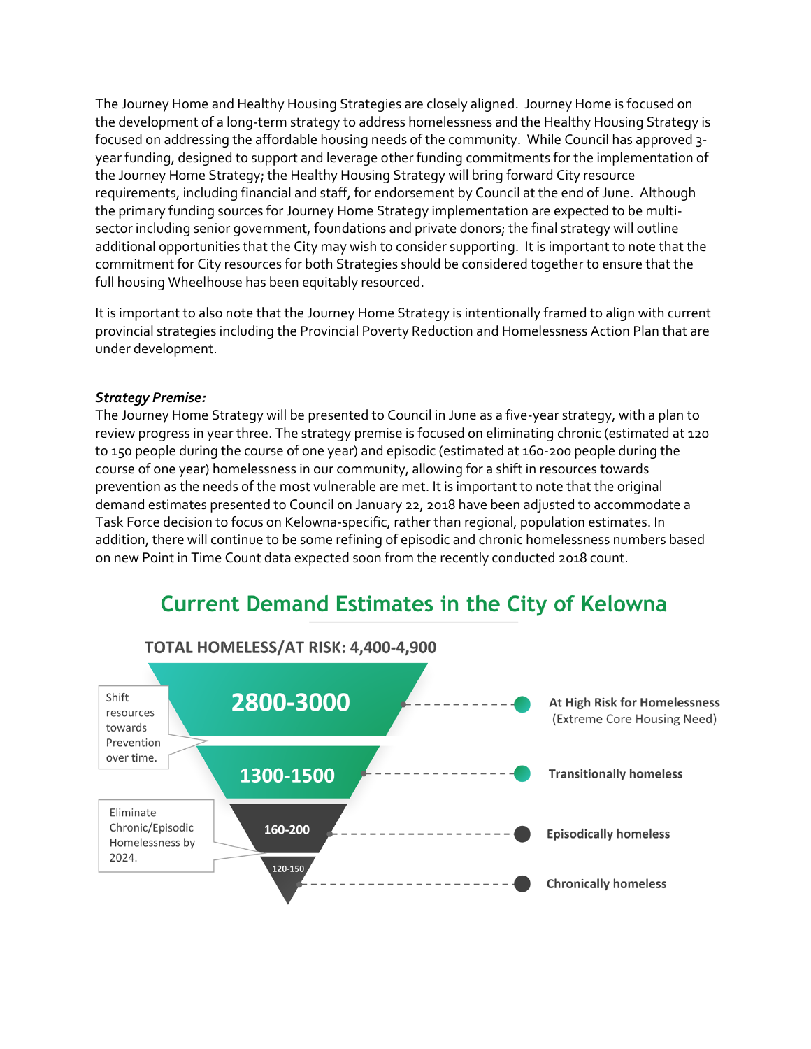The Journey Home and Healthy Housing Strategies are closely aligned. Journey Home is focused on the development of a long-term strategy to address homelessness and the Healthy Housing Strategy is focused on addressing the affordable housing needs of the community. While Council has approved 3-year funding, designed to support and leverage other funding commitments for the implementation of the Journey Home Strategy; the Healthy Housing Strategy will bring forward City resource requirements, including financial and staff, for endorsement by Council at the end of June. Although the primary funding sources for Journey Home Strategy implementation are expected to be multi-sector including senior government, foundations and private donors; the final strategy will outline additional opportunities that the City may wish to consider supporting. It is important to note that the commitment for City resources for both Strategies should be considered together to ensure that the full housing Wheelhouse has been equitably resourced.

It is important to also note that the Journey Home Strategy is intentionally framed to align with current provincial strategies including the Provincial Poverty Reduction and Homelessness Action Plan that are under development.

***Strategy Premise:***
The Journey Home Strategy will be presented to Council in June as a five-year strategy, with a plan to review progress in year three. The strategy premise is focused on eliminating chronic (estimated at 120 to 150 people during the course of one year) and episodic (estimated at 160-200 people during the course of one year) homelessness in our community, allowing for a shift in resources towards prevention as the needs of the most vulnerable are met. It is important to note that the original demand estimates presented to Council on January 22, 2018 have been adjusted to accommodate a Task Force decision to focus on Kelowna-specific, rather than regional, population estimates. In addition, there will continue to be some refining of episodic and chronic homelessness numbers based on new Point in Time Count data expected soon from the recently conducted 2018 count.

## Current Demand Estimates in the City of Kelowna

**TOTAL HOMELESS/AT RISK: 4,400-4,900**

| Estimate | Category |
| --- | --- |
| 2800-3000 | **At High Risk for Homelessness** (Extreme Core Housing Need) |
| 1300-1500 | **Transitionally homeless** |
| 160-200 | **Episodically homeless** |
| 120-150 | **Chronically homeless** |

Shift resources towards Prevention over time.

Eliminate Chronic/Episodic Homelessness by 2024.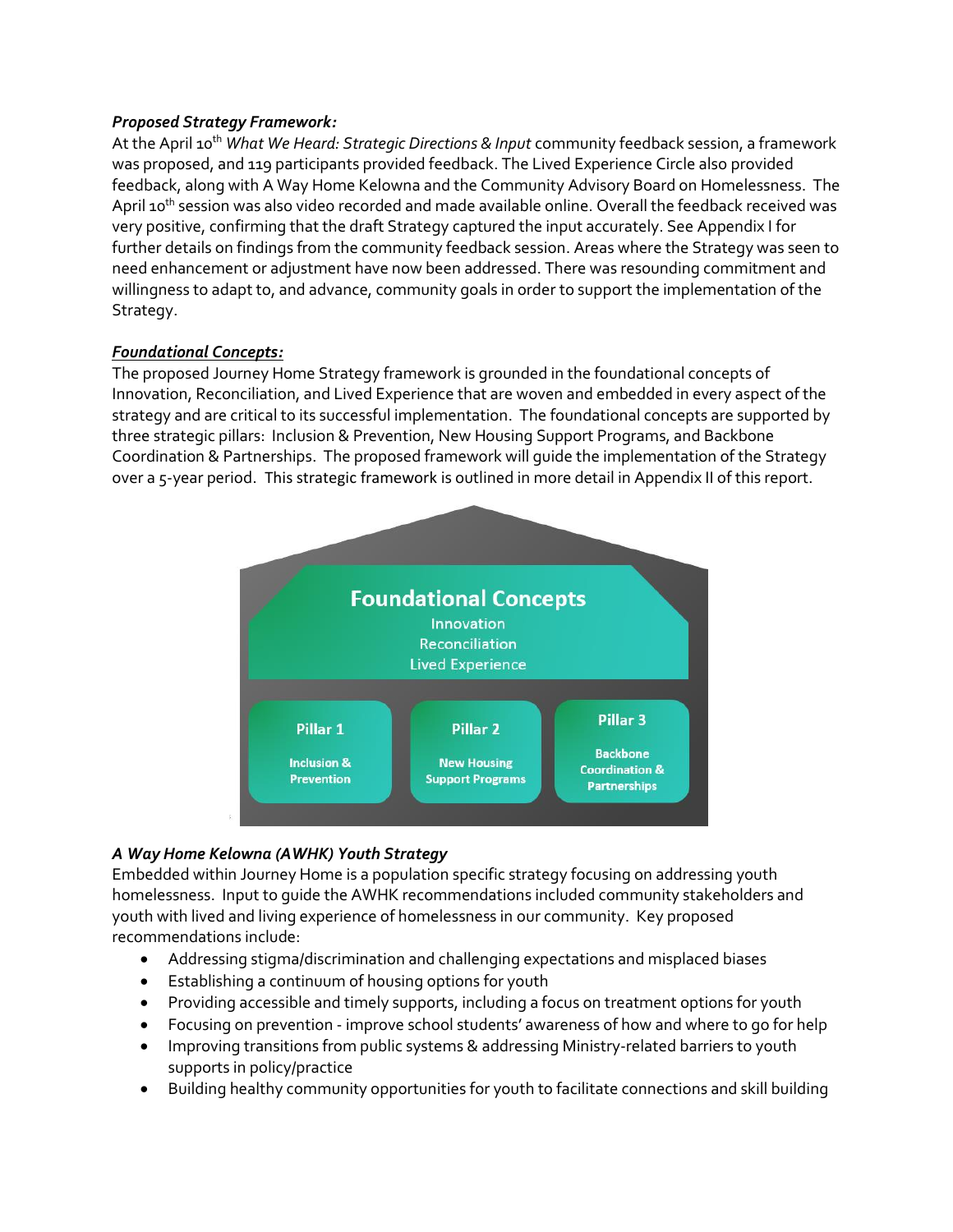***Proposed Strategy Framework:***

At the April 10th *What We Heard: Strategic Directions & Input* community feedback session, a framework was proposed, and 119 participants provided feedback. The Lived Experience Circle also provided feedback, along with A Way Home Kelowna and the Community Advisory Board on Homelessness. The April 10th session was also video recorded and made available online. Overall the feedback received was very positive, confirming that the draft Strategy captured the input accurately. See Appendix I for further details on findings from the community feedback session. Areas where the Strategy was seen to need enhancement or adjustment have now been addressed. There was resounding commitment and willingness to adapt to, and advance, community goals in order to support the implementation of the Strategy.

***Foundational Concepts:***

The proposed Journey Home Strategy framework is grounded in the foundational concepts of Innovation, Reconciliation, and Lived Experience that are woven and embedded in every aspect of the strategy and are critical to its successful implementation. The foundational concepts are supported by three strategic pillars: Inclusion & Prevention, New Housing Support Programs, and Backbone Coordination & Partnerships. The proposed framework will guide the implementation of the Strategy over a 5-year period. This strategic framework is outlined in more detail in Appendix II of this report.

**Foundational Concepts**

Innovation
Reconciliation
Lived Experience

| Pillar 1 | Pillar 2 | Pillar 3 |
| --- | --- | --- |
| Inclusion & Prevention | New Housing Support Programs | Backbone Coordination & Partnerships |

***A Way Home Kelowna (AWHK) Youth Strategy***

Embedded within Journey Home is a population specific strategy focusing on addressing youth homelessness. Input to guide the AWHK recommendations included community stakeholders and youth with lived and living experience of homelessness in our community. Key proposed recommendations include:

- Addressing stigma/discrimination and challenging expectations and misplaced biases
- Establishing a continuum of housing options for youth
- Providing accessible and timely supports, including a focus on treatment options for youth
- Focusing on prevention - improve school students' awareness of how and where to go for help
- Improving transitions from public systems & addressing Ministry-related barriers to youth supports in policy/practice
- Building healthy community opportunities for youth to facilitate connections and skill building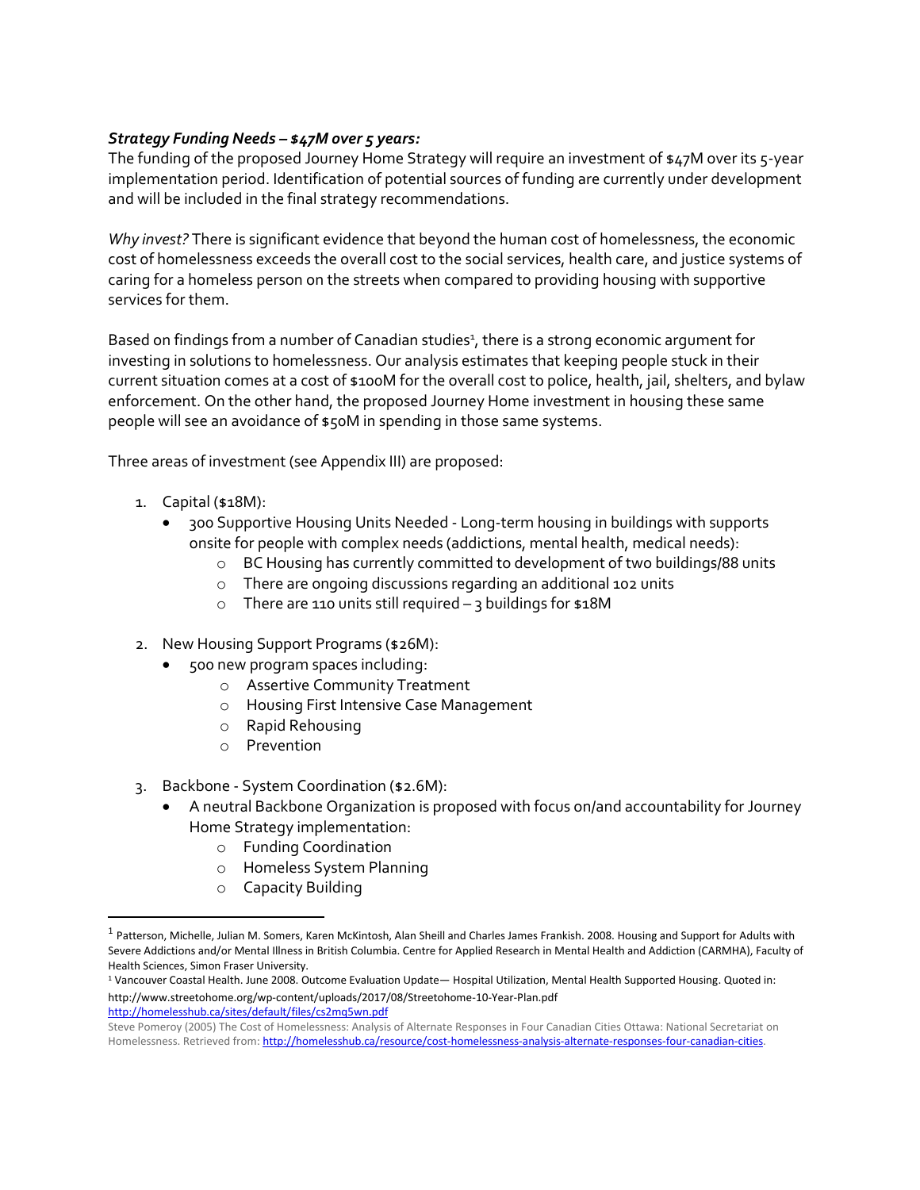***Strategy Funding Needs – $47M over 5 years:***
The funding of the proposed Journey Home Strategy will require an investment of $47M over its 5-year implementation period. Identification of potential sources of funding are currently under development and will be included in the final strategy recommendations.

*Why invest?* There is significant evidence that beyond the human cost of homelessness, the economic cost of homelessness exceeds the overall cost to the social services, health care, and justice systems of caring for a homeless person on the streets when compared to providing housing with supportive services for them.

Based on findings from a number of Canadian studies[1], there is a strong economic argument for investing in solutions to homelessness. Our analysis estimates that keeping people stuck in their current situation comes at a cost of $100M for the overall cost to police, health, jail, shelters, and bylaw enforcement. On the other hand, the proposed Journey Home investment in housing these same people will see an avoidance of $50M in spending in those same systems.

Three areas of investment (see Appendix III) are proposed:

1. Capital ($18M):
   - 300 Supportive Housing Units Needed - Long-term housing in buildings with supports onsite for people with complex needs (addictions, mental health, medical needs):
     - BC Housing has currently committed to development of two buildings/88 units
     - There are ongoing discussions regarding an additional 102 units
     - There are 110 units still required – 3 buildings for $18M

2. New Housing Support Programs ($26M):
   - 500 new program spaces including:
     - Assertive Community Treatment
     - Housing First Intensive Case Management
     - Rapid Rehousing
     - Prevention

3. Backbone - System Coordination ($2.6M):
   - A neutral Backbone Organization is proposed with focus on/and accountability for Journey Home Strategy implementation:
     - Funding Coordination
     - Homeless System Planning
     - Capacity Building

---

[1] Patterson, Michelle, Julian M. Somers, Karen McKintosh, Alan Sheill and Charles James Frankish. 2008. Housing and Support for Adults with Severe Addictions and/or Mental Illness in British Columbia. Centre for Applied Research in Mental Health and Addiction (CARMHA), Faculty of Health Sciences, Simon Fraser University.

[1] Vancouver Coastal Health. June 2008. Outcome Evaluation Update— Hospital Utilization, Mental Health Supported Housing. Quoted in: http://www.streetohome.org/wp-content/uploads/2017/08/Streetohome-10-Year-Plan.pdf
http://homelesshub.ca/sites/default/files/cs2mq5wn.pdf

Steve Pomeroy (2005) The Cost of Homelessness: Analysis of Alternate Responses in Four Canadian Cities Ottawa: National Secretariat on Homelessness. Retrieved from: http://homelesshub.ca/resource/cost-homelessness-analysis-alternate-responses-four-canadian-cities.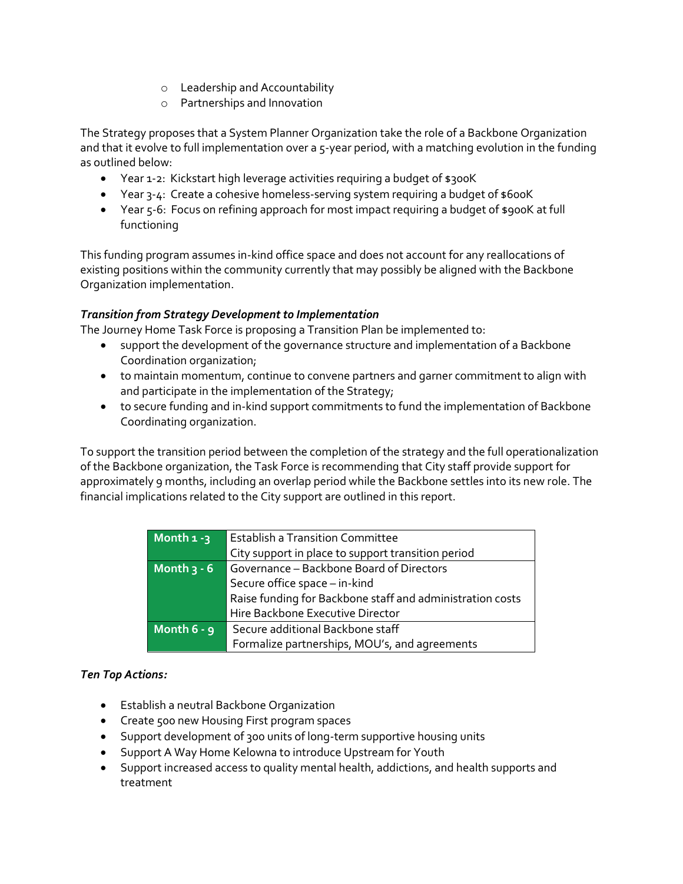- Leadership and Accountability
  - Partnerships and Innovation

The Strategy proposes that a System Planner Organization take the role of a Backbone Organization and that it evolve to full implementation over a 5-year period, with a matching evolution in the funding as outlined below:

- Year 1-2: Kickstart high leverage activities requiring a budget of $300K
- Year 3-4: Create a cohesive homeless-serving system requiring a budget of $600K
- Year 5-6: Focus on refining approach for most impact requiring a budget of $900K at full functioning

This funding program assumes in-kind office space and does not account for any reallocations of existing positions within the community currently that may possibly be aligned with the Backbone Organization implementation.

***Transition from Strategy Development to Implementation***

The Journey Home Task Force is proposing a Transition Plan be implemented to:

- support the development of the governance structure and implementation of a Backbone Coordination organization;
- to maintain momentum, continue to convene partners and garner commitment to align with and participate in the implementation of the Strategy;
- to secure funding and in-kind support commitments to fund the implementation of Backbone Coordinating organization.

To support the transition period between the completion of the strategy and the full operationalization of the Backbone organization, the Task Force is recommending that City staff provide support for approximately 9 months, including an overlap period while the Backbone settles into its new role. The financial implications related to the City support are outlined in this report.

| | |
|---|---|
| **Month 1 -3** | Establish a Transition Committee<br>City support in place to support transition period |
| **Month 3 - 6** | Governance – Backbone Board of Directors<br>Secure office space – in-kind<br>Raise funding for Backbone staff and administration costs<br>Hire Backbone Executive Director |
| **Month 6 - 9** | Secure additional Backbone staff<br>Formalize partnerships, MOU's, and agreements |

***Ten Top Actions:***

- Establish a neutral Backbone Organization
- Create 500 new Housing First program spaces
- Support development of 300 units of long-term supportive housing units
- Support A Way Home Kelowna to introduce Upstream for Youth
- Support increased access to quality mental health, addictions, and health supports and treatment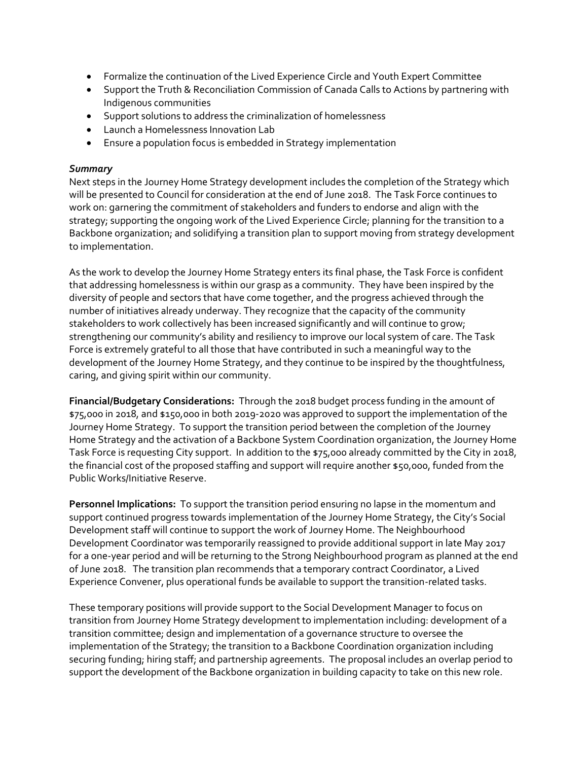- Formalize the continuation of the Lived Experience Circle and Youth Expert Committee
- Support the Truth & Reconciliation Commission of Canada Calls to Actions by partnering with Indigenous communities
- Support solutions to address the criminalization of homelessness
- Launch a Homelessness Innovation Lab
- Ensure a population focus is embedded in Strategy implementation

***Summary***

Next steps in the Journey Home Strategy development includes the completion of the Strategy which will be presented to Council for consideration at the end of June 2018. The Task Force continues to work on: garnering the commitment of stakeholders and funders to endorse and align with the strategy; supporting the ongoing work of the Lived Experience Circle; planning for the transition to a Backbone organization; and solidifying a transition plan to support moving from strategy development to implementation.

As the work to develop the Journey Home Strategy enters its final phase, the Task Force is confident that addressing homelessness is within our grasp as a community. They have been inspired by the diversity of people and sectors that have come together, and the progress achieved through the number of initiatives already underway. They recognize that the capacity of the community stakeholders to work collectively has been increased significantly and will continue to grow; strengthening our community's ability and resiliency to improve our local system of care. The Task Force is extremely grateful to all those that have contributed in such a meaningful way to the development of the Journey Home Strategy, and they continue to be inspired by the thoughtfulness, caring, and giving spirit within our community.

**Financial/Budgetary Considerations:** Through the 2018 budget process funding in the amount of $75,000 in 2018, and $150,000 in both 2019-2020 was approved to support the implementation of the Journey Home Strategy. To support the transition period between the completion of the Journey Home Strategy and the activation of a Backbone System Coordination organization, the Journey Home Task Force is requesting City support. In addition to the $75,000 already committed by the City in 2018, the financial cost of the proposed staffing and support will require another $50,000, funded from the Public Works/Initiative Reserve.

**Personnel Implications:** To support the transition period ensuring no lapse in the momentum and support continued progress towards implementation of the Journey Home Strategy, the City's Social Development staff will continue to support the work of Journey Home. The Neighbourhood Development Coordinator was temporarily reassigned to provide additional support in late May 2017 for a one-year period and will be returning to the Strong Neighbourhood program as planned at the end of June 2018. The transition plan recommends that a temporary contract Coordinator, a Lived Experience Convener, plus operational funds be available to support the transition-related tasks.

These temporary positions will provide support to the Social Development Manager to focus on transition from Journey Home Strategy development to implementation including: development of a transition committee; design and implementation of a governance structure to oversee the implementation of the Strategy; the transition to a Backbone Coordination organization including securing funding; hiring staff; and partnership agreements. The proposal includes an overlap period to support the development of the Backbone organization in building capacity to take on this new role.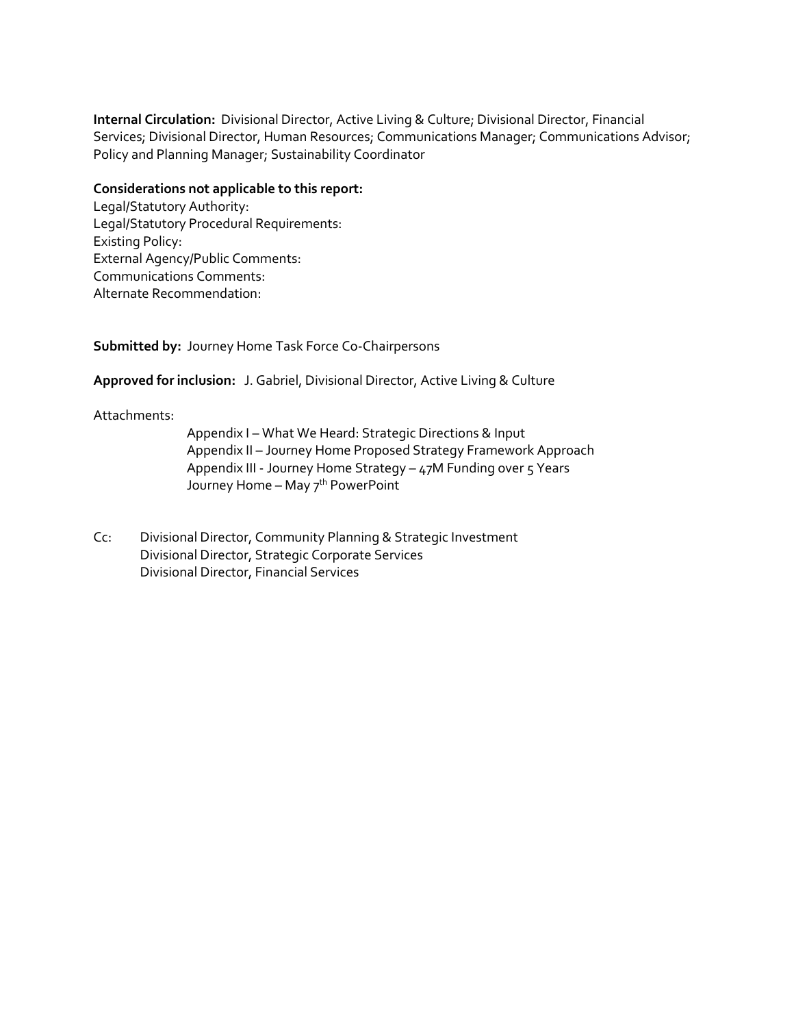**Internal Circulation:** Divisional Director, Active Living & Culture; Divisional Director, Financial Services; Divisional Director, Human Resources; Communications Manager; Communications Advisor; Policy and Planning Manager; Sustainability Coordinator

**Considerations not applicable to this report:**
Legal/Statutory Authority:
Legal/Statutory Procedural Requirements:
Existing Policy:
External Agency/Public Comments:
Communications Comments:
Alternate Recommendation:

**Submitted by:** Journey Home Task Force Co-Chairpersons

**Approved for inclusion:** J. Gabriel, Divisional Director, Active Living & Culture

Attachments:

Appendix I – What We Heard: Strategic Directions & Input
Appendix II – Journey Home Proposed Strategy Framework Approach
Appendix III - Journey Home Strategy – 47M Funding over 5 Years
Journey Home – May 7th PowerPoint

Cc: Divisional Director, Community Planning & Strategic Investment
Divisional Director, Strategic Corporate Services
Divisional Director, Financial Services